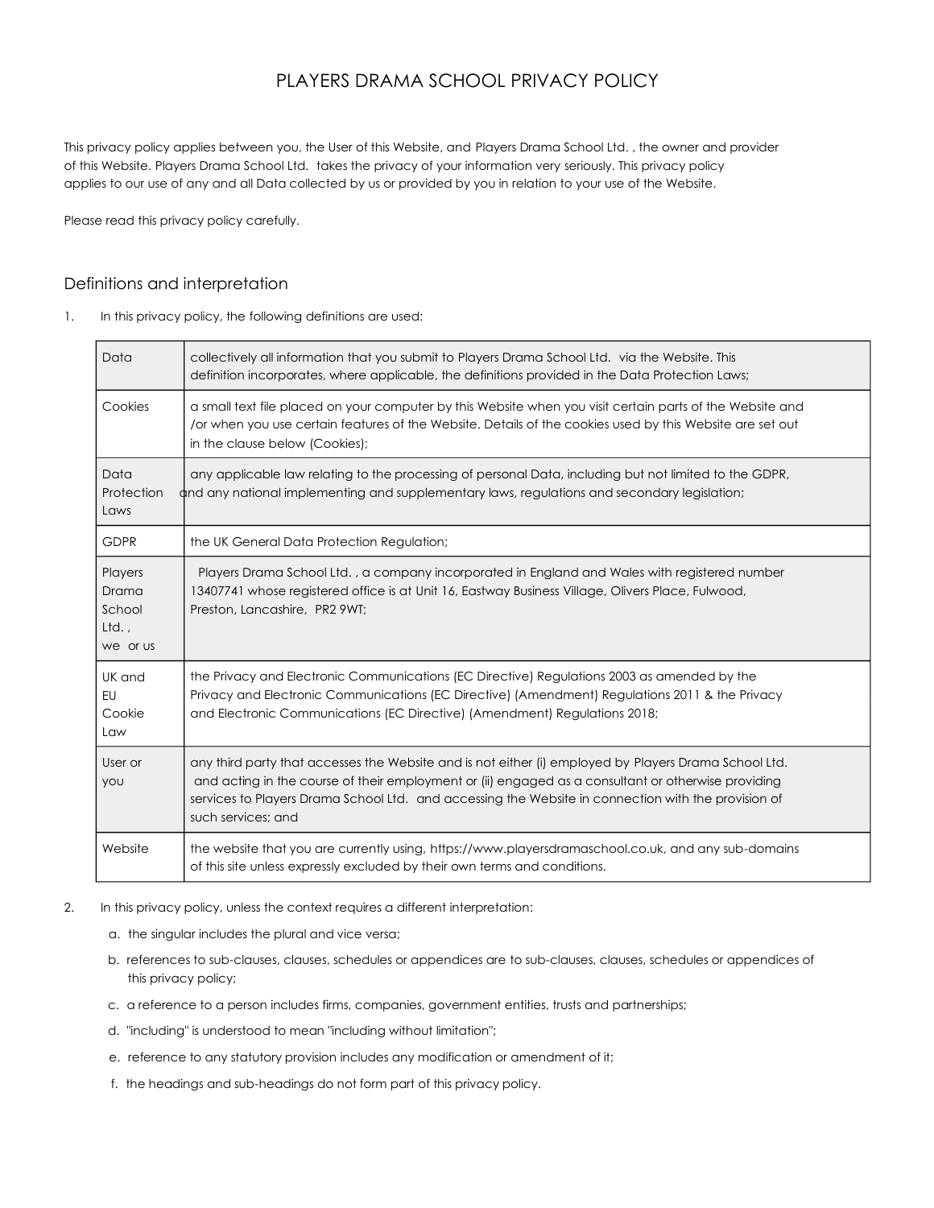# PLAYERS DRAMA SCHOOL PRIVACY POLICY

This privacy policy applies between you, the User of this Website, and Players Drama School Ltd. , the owner and provider of this Website. Players Drama School Ltd. takes the privacy of your information very seriously. This privacy policy applies to our use of any and all Data collected by us or provided by you in relation to your use of the Website.

Please read this privacy policy carefully.

## Definitions and interpretation

1. In this privacy policy, the following definitions are used:

| | |
|---|---|
| Data | collectively all information that you submit to Players Drama School Ltd. via the Website. This definition incorporates, where applicable, the definitions provided in the Data Protection Laws; |
| Cookies | a small text file placed on your computer by this Website when you visit certain parts of the Website and /or when you use certain features of the Website. Details of the cookies used by this Website are set out in the clause below (Cookies); |
| Data Protection Laws | any applicable law relating to the processing of personal Data, including but not limited to the GDPR, and any national implementing and supplementary laws, regulations and secondary legislation; |
| GDPR | the UK General Data Protection Regulation; |
| Players Drama School Ltd. , we or us | Players Drama School Ltd. , a company incorporated in England and Wales with registered number 13407741 whose registered office is at Unit 16, Eastway Business Village, Olivers Place, Fulwood, Preston, Lancashire, PR2 9WT; |
| UK and EU Cookie Law | the Privacy and Electronic Communications (EC Directive) Regulations 2003 as amended by the Privacy and Electronic Communications (EC Directive) (Amendment) Regulations 2011 & the Privacy and Electronic Communications (EC Directive) (Amendment) Regulations 2018; |
| User or you | any third party that accesses the Website and is not either (i) employed by Players Drama School Ltd. and acting in the course of their employment or (ii) engaged as a consultant or otherwise providing services to Players Drama School Ltd. and accessing the Website in connection with the provision of such services; and |
| Website | the website that you are currently using, https://www.playersdramaschool.co.uk, and any sub-domains of this site unless expressly excluded by their own terms and conditions. |

2. In this privacy policy, unless the context requires a different interpretation:
   a. the singular includes the plural and vice versa;
   b. references to sub-clauses, clauses, schedules or appendices are to sub-clauses, clauses, schedules or appendices of this privacy policy;
   c. a reference to a person includes firms, companies, government entities, trusts and partnerships;
   d. "including" is understood to mean "including without limitation";
   e. reference to any statutory provision includes any modification or amendment of it;
   f. the headings and sub-headings do not form part of this privacy policy.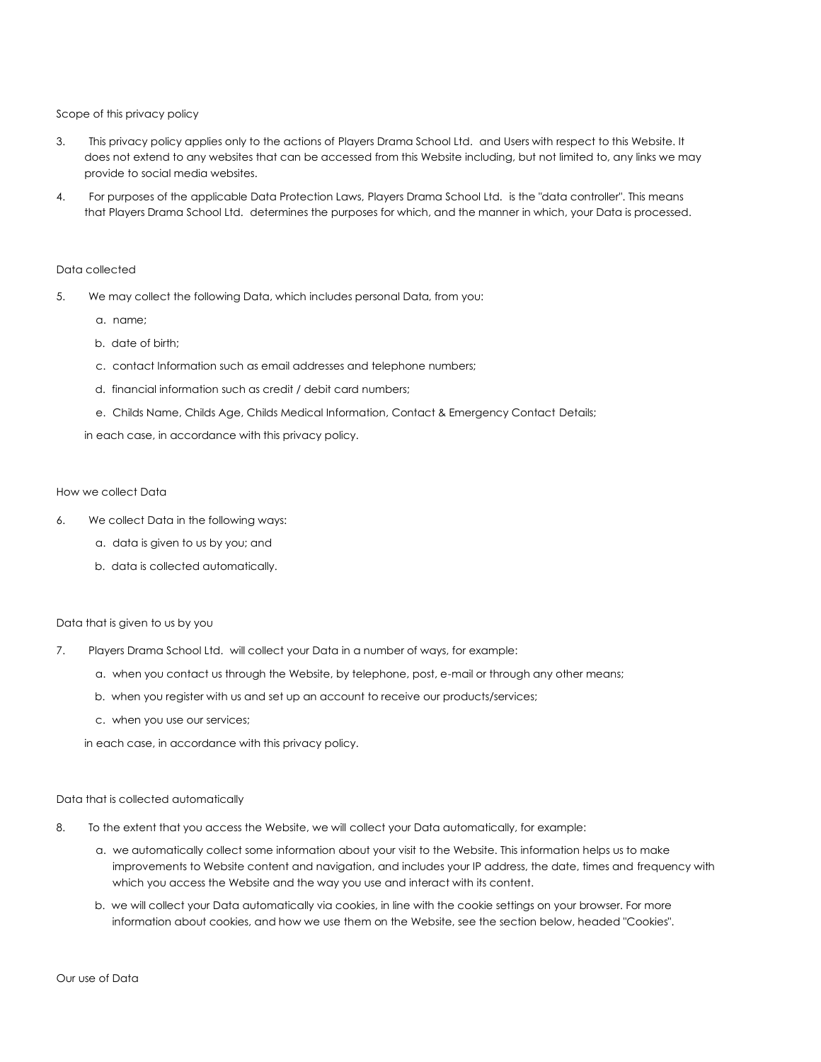## Scope of this privacy policy

3. This privacy policy applies only to the actions of Players Drama School Ltd. and Users with respect to this Website. It does not extend to any websites that can be accessed from this Website including, but not limited to, any links we may provide to social media websites.

4. For purposes of the applicable Data Protection Laws, Players Drama School Ltd. is the "data controller". This means that Players Drama School Ltd. determines the purposes for which, and the manner in which, your Data is processed.

## Data collected

5. We may collect the following Data, which includes personal Data, from you:

    a. name;

    b. date of birth;

    c. contact Information such as email addresses and telephone numbers;

    d. financial information such as credit / debit card numbers;

    e. Childs Name, Childs Age, Childs Medical Information, Contact & Emergency Contact Details;

    in each case, in accordance with this privacy policy.

## How we collect Data

6. We collect Data in the following ways:

    a. data is given to us by you; and

    b. data is collected automatically.

## Data that is given to us by you

7. Players Drama School Ltd. will collect your Data in a number of ways, for example:

    a. when you contact us through the Website, by telephone, post, e-mail or through any other means;

    b. when you register with us and set up an account to receive our products/services;

    c. when you use our services;

    in each case, in accordance with this privacy policy.

## Data that is collected automatically

8. To the extent that you access the Website, we will collect your Data automatically, for example:

    a. we automatically collect some information about your visit to the Website. This information helps us to make improvements to Website content and navigation, and includes your IP address, the date, times and frequency with which you access the Website and the way you use and interact with its content.

    b. we will collect your Data automatically via cookies, in line with the cookie settings on your browser. For more information about cookies, and how we use them on the Website, see the section below, headed "Cookies".

## Our use of Data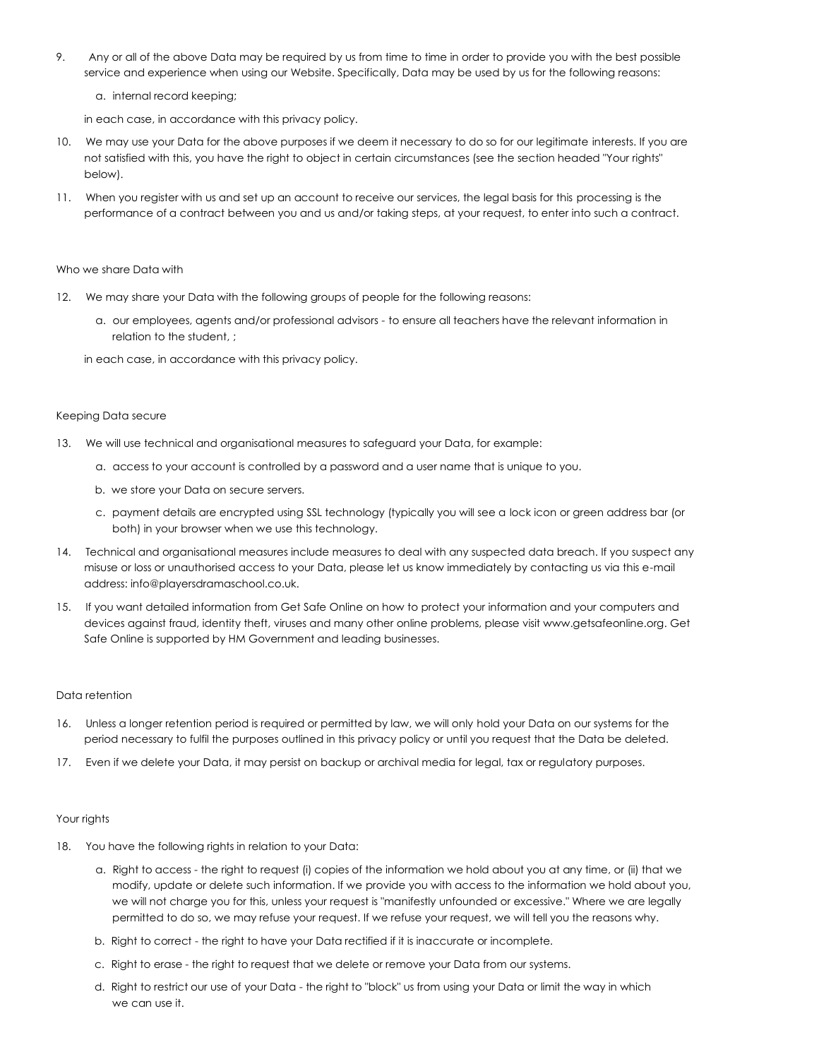9. Any or all of the above Data may be required by us from time to time in order to provide you with the best possible service and experience when using our Website. Specifically, Data may be used by us for the following reasons:

    a. internal record keeping;

    in each case, in accordance with this privacy policy.

10. We may use your Data for the above purposes if we deem it necessary to do so for our legitimate interests. If you are not satisfied with this, you have the right to object in certain circumstances (see the section headed "Your rights" below).

11. When you register with us and set up an account to receive our services, the legal basis for this processing is the performance of a contract between you and us and/or taking steps, at your request, to enter into such a contract.

## Who we share Data with

12. We may share your Data with the following groups of people for the following reasons:

    a. our employees, agents and/or professional advisors - to ensure all teachers have the relevant information in relation to the student, ;

    in each case, in accordance with this privacy policy.

## Keeping Data secure

13. We will use technical and organisational measures to safeguard your Data, for example:

    a. access to your account is controlled by a password and a user name that is unique to you.

    b. we store your Data on secure servers.

    c. payment details are encrypted using SSL technology (typically you will see a lock icon or green address bar (or both) in your browser when we use this technology.

14. Technical and organisational measures include measures to deal with any suspected data breach. If you suspect any misuse or loss or unauthorised access to your Data, please let us know immediately by contacting us via this e-mail address: info@playersdramaschool.co.uk.

15. If you want detailed information from Get Safe Online on how to protect your information and your computers and devices against fraud, identity theft, viruses and many other online problems, please visit www.getsafeonline.org. Get Safe Online is supported by HM Government and leading businesses.

## Data retention

16. Unless a longer retention period is required or permitted by law, we will only hold your Data on our systems for the period necessary to fulfil the purposes outlined in this privacy policy or until you request that the Data be deleted.

17. Even if we delete your Data, it may persist on backup or archival media for legal, tax or regulatory purposes.

## Your rights

18. You have the following rights in relation to your Data:

    a. Right to access - the right to request (i) copies of the information we hold about you at any time, or (ii) that we modify, update or delete such information. If we provide you with access to the information we hold about you, we will not charge you for this, unless your request is "manifestly unfounded or excessive." Where we are legally permitted to do so, we may refuse your request. If we refuse your request, we will tell you the reasons why.

    b. Right to correct - the right to have your Data rectified if it is inaccurate or incomplete.

    c. Right to erase - the right to request that we delete or remove your Data from our systems.

    d. Right to restrict our use of your Data - the right to "block" us from using your Data or limit the way in which we can use it.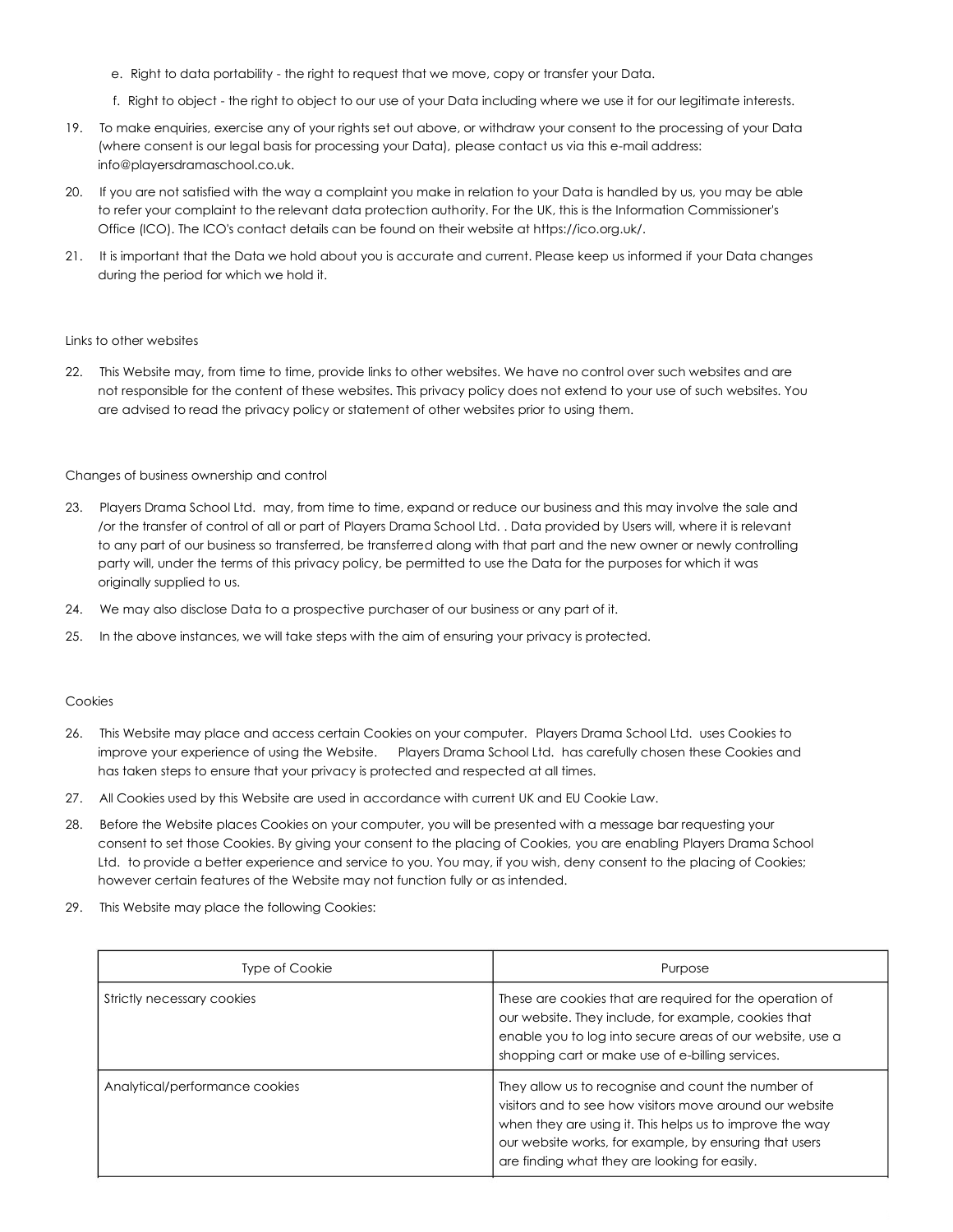e. Right to data portability - the right to request that we move, copy or transfer your Data.

f. Right to object - the right to object to our use of your Data including where we use it for our legitimate interests.

19. To make enquiries, exercise any of your rights set out above, or withdraw your consent to the processing of your Data (where consent is our legal basis for processing your Data), please contact us via this e-mail address: info@playersdramaschool.co.uk.

20. If you are not satisfied with the way a complaint you make in relation to your Data is handled by us, you may be able to refer your complaint to the relevant data protection authority. For the UK, this is the Information Commissioner's Office (ICO). The ICO's contact details can be found on their website at https://ico.org.uk/.

21. It is important that the Data we hold about you is accurate and current. Please keep us informed if your Data changes during the period for which we hold it.

## Links to other websites

22. This Website may, from time to time, provide links to other websites. We have no control over such websites and are not responsible for the content of these websites. This privacy policy does not extend to your use of such websites. You are advised to read the privacy policy or statement of other websites prior to using them.

## Changes of business ownership and control

23. Players Drama School Ltd. may, from time to time, expand or reduce our business and this may involve the sale and /or the transfer of control of all or part of Players Drama School Ltd. . Data provided by Users will, where it is relevant to any part of our business so transferred, be transferred along with that part and the new owner or newly controlling party will, under the terms of this privacy policy, be permitted to use the Data for the purposes for which it was originally supplied to us.

24. We may also disclose Data to a prospective purchaser of our business or any part of it.

25. In the above instances, we will take steps with the aim of ensuring your privacy is protected.

## Cookies

26. This Website may place and access certain Cookies on your computer. Players Drama School Ltd. uses Cookies to improve your experience of using the Website. Players Drama School Ltd. has carefully chosen these Cookies and has taken steps to ensure that your privacy is protected and respected at all times.

27. All Cookies used by this Website are used in accordance with current UK and EU Cookie Law.

28. Before the Website places Cookies on your computer, you will be presented with a message bar requesting your consent to set those Cookies. By giving your consent to the placing of Cookies, you are enabling Players Drama School Ltd. to provide a better experience and service to you. You may, if you wish, deny consent to the placing of Cookies; however certain features of the Website may not function fully or as intended.

29. This Website may place the following Cookies:

| Type of Cookie | Purpose |
|---|---|
| Strictly necessary cookies | These are cookies that are required for the operation of our website. They include, for example, cookies that enable you to log into secure areas of our website, use a shopping cart or make use of e-billing services. |
| Analytical/performance cookies | They allow us to recognise and count the number of visitors and to see how visitors move around our website when they are using it. This helps us to improve the way our website works, for example, by ensuring that users are finding what they are looking for easily. |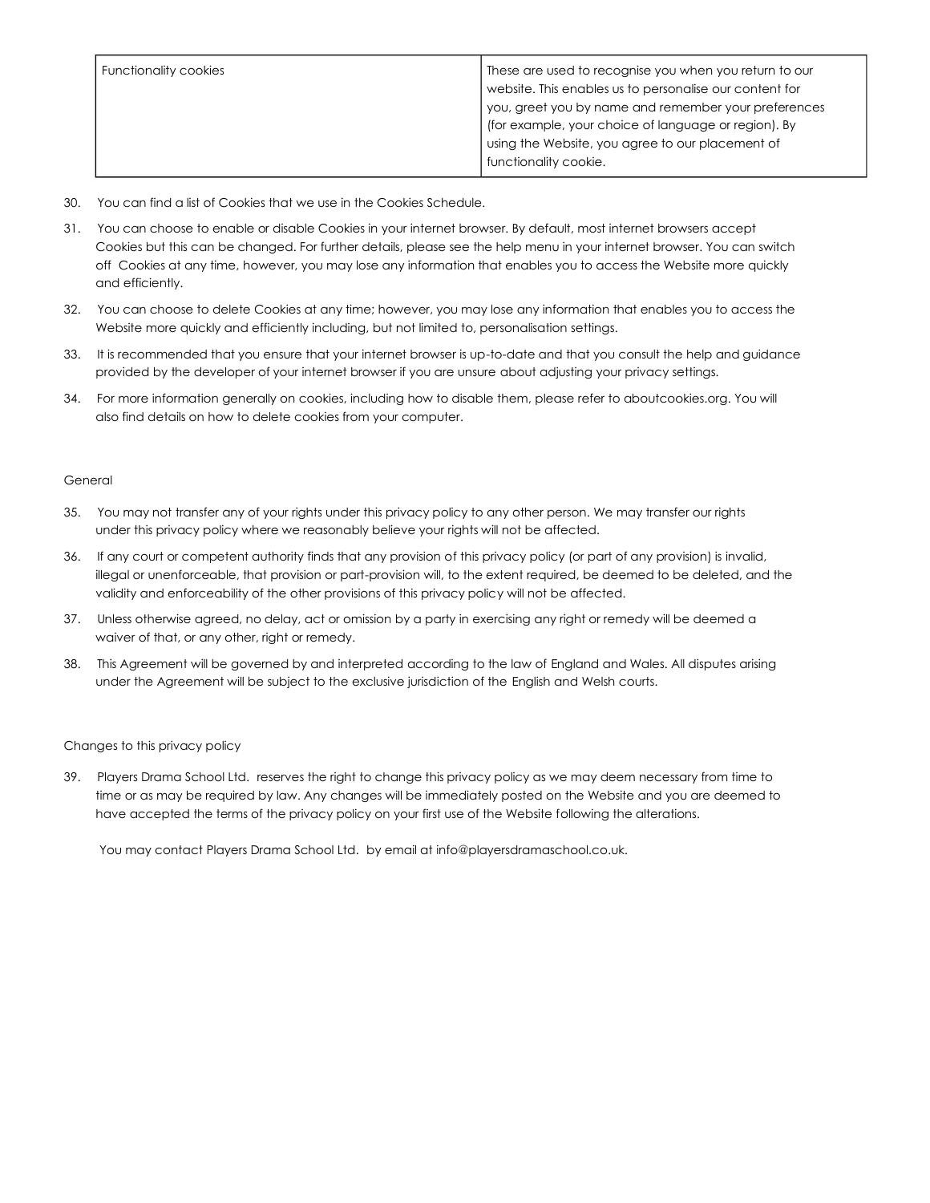| | |
|---|---|
| Functionality cookies | These are used to recognise you when you return to our website. This enables us to personalise our content for you, greet you by name and remember your preferences (for example, your choice of language or region). By using the Website, you agree to our placement of functionality cookie. |

30. You can find a list of Cookies that we use in the Cookies Schedule.

31. You can choose to enable or disable Cookies in your internet browser. By default, most internet browsers accept Cookies but this can be changed. For further details, please see the help menu in your internet browser. You can switch off Cookies at any time, however, you may lose any information that enables you to access the Website more quickly and efficiently.

32. You can choose to delete Cookies at any time; however, you may lose any information that enables you to access the Website more quickly and efficiently including, but not limited to, personalisation settings.

33. It is recommended that you ensure that your internet browser is up-to-date and that you consult the help and guidance provided by the developer of your internet browser if you are unsure about adjusting your privacy settings.

34. For more information generally on cookies, including how to disable them, please refer to aboutcookies.org. You will also find details on how to delete cookies from your computer.

## General

35. You may not transfer any of your rights under this privacy policy to any other person. We may transfer our rights under this privacy policy where we reasonably believe your rights will not be affected.

36. If any court or competent authority finds that any provision of this privacy policy (or part of any provision) is invalid, illegal or unenforceable, that provision or part-provision will, to the extent required, be deemed to be deleted, and the validity and enforceability of the other provisions of this privacy policy will not be affected.

37. Unless otherwise agreed, no delay, act or omission by a party in exercising any right or remedy will be deemed a waiver of that, or any other, right or remedy.

38. This Agreement will be governed by and interpreted according to the law of England and Wales. All disputes arising under the Agreement will be subject to the exclusive jurisdiction of the English and Welsh courts.

## Changes to this privacy policy

39. Players Drama School Ltd. reserves the right to change this privacy policy as we may deem necessary from time to time or as may be required by law. Any changes will be immediately posted on the Website and you are deemed to have accepted the terms of the privacy policy on your first use of the Website following the alterations.

You may contact Players Drama School Ltd. by email at info@playersdramaschool.co.uk.